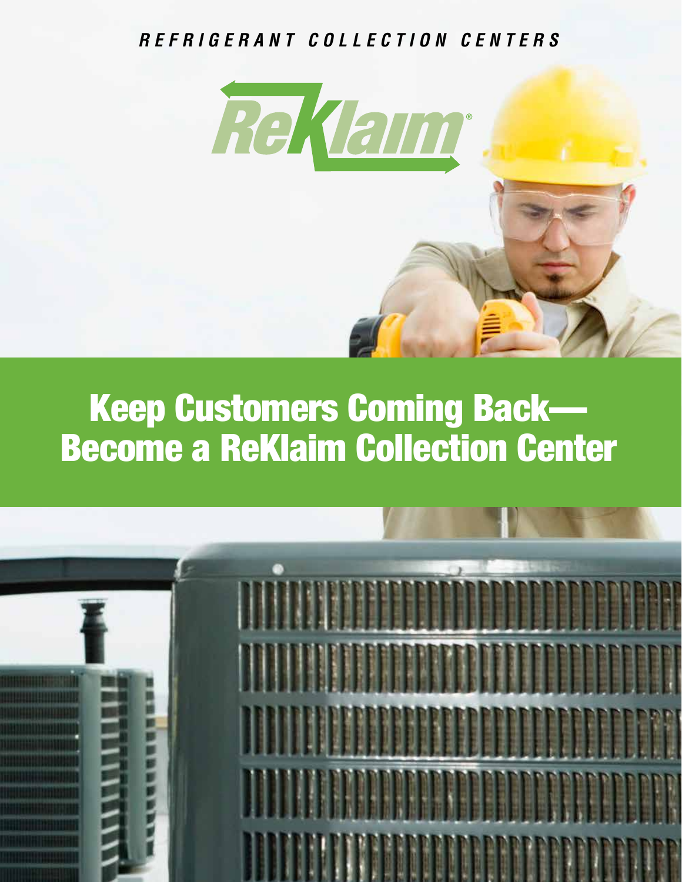*REFRIGERANT COLLECTION CENTERS*

ReKlaim®

# Keep Customers Coming Back— Become a ReKlaim Collection Center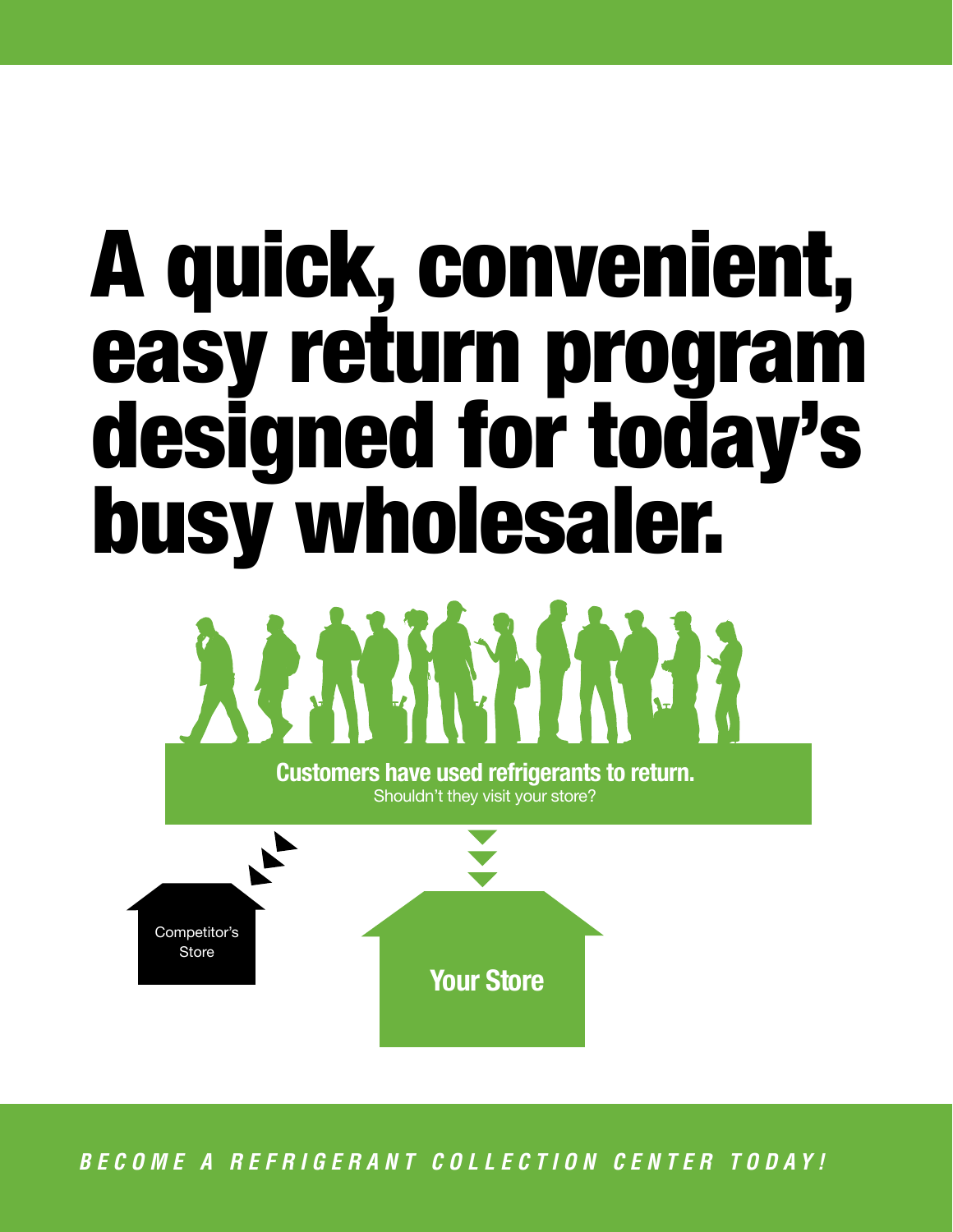# A quick, convenient, easy return program designed for today's busy wholesaler.

**Customers have used refrigerants to return.**
Shouldn't they visit your store?

Competitor's Store

**Your Store**

***BECOME A REFRIGERANT COLLECTION CENTER TODAY!***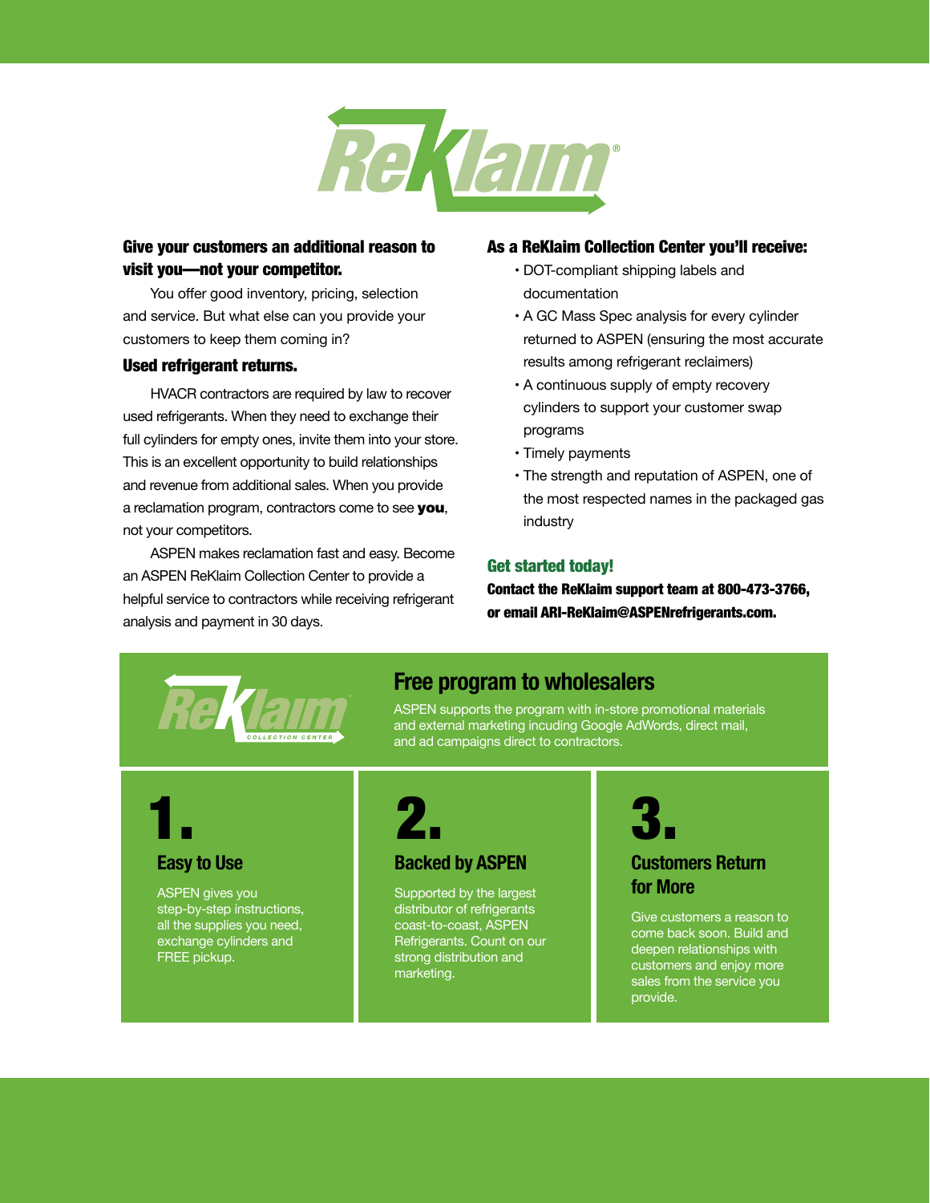# ReKlaim®

## Give your customers an additional reason to visit you—not your competitor.

You offer good inventory, pricing, selection and service. But what else can you provide your customers to keep them coming in?

### Used refrigerant returns.

HVACR contractors are required by law to recover used refrigerants. When they need to exchange their full cylinders for empty ones, invite them into your store. This is an excellent opportunity to build relationships and revenue from additional sales. When you provide a reclamation program, contractors come to see **you**, not your competitors.

ASPEN makes reclamation fast and easy. Become an ASPEN ReKlaim Collection Center to provide a helpful service to contractors while receiving refrigerant analysis and payment in 30 days.

## As a ReKlaim Collection Center you'll receive:

- DOT-compliant shipping labels and documentation
- A GC Mass Spec analysis for every cylinder returned to ASPEN (ensuring the most accurate results among refrigerant reclaimers)
- A continuous supply of empty recovery cylinders to support your customer swap programs
- Timely payments
- The strength and reputation of ASPEN, one of the most respected names in the packaged gas industry

### Get started today!

**Contact the ReKlaim support team at 800-473-3766, or email ARI-ReKlaim@ASPENrefrigerants.com.**

ReKlaim® COLLECTION CENTER

## Free program to wholesalers

ASPEN supports the program with in-store promotional materials and external marketing incuding Google AdWords, direct mail, and ad campaigns direct to contractors.

## 1.

### Easy to Use

ASPEN gives you step-by-step instructions, all the supplies you need, exchange cylinders and FREE pickup.

## 2.

### Backed by ASPEN

Supported by the largest distributor of refrigerants coast-to-coast, ASPEN Refrigerants. Count on our strong distribution and marketing.

## 3.

### Customers Return for More

Give customers a reason to come back soon. Build and deepen relationships with customers and enjoy more sales from the service you provide.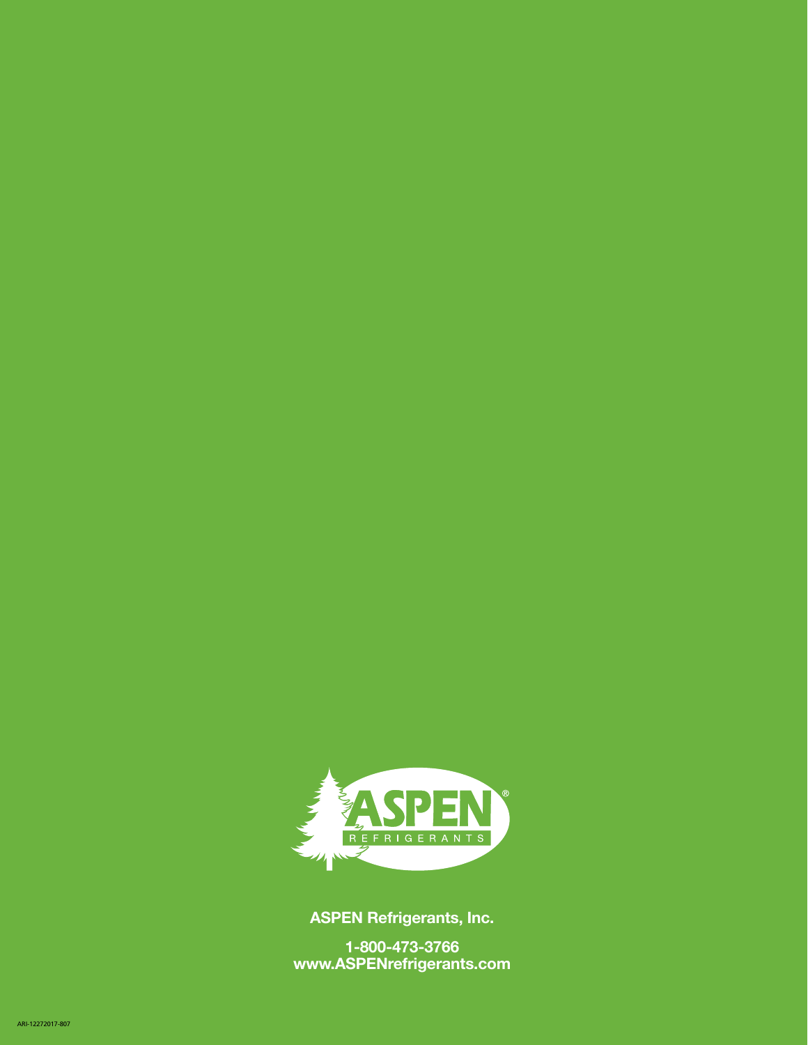ASPEN REFRIGERANTS®

**ASPEN Refrigerants, Inc.**

**1-800-473-3766**
**www.ASPENrefrigerants.com**

ARI-12272017-807